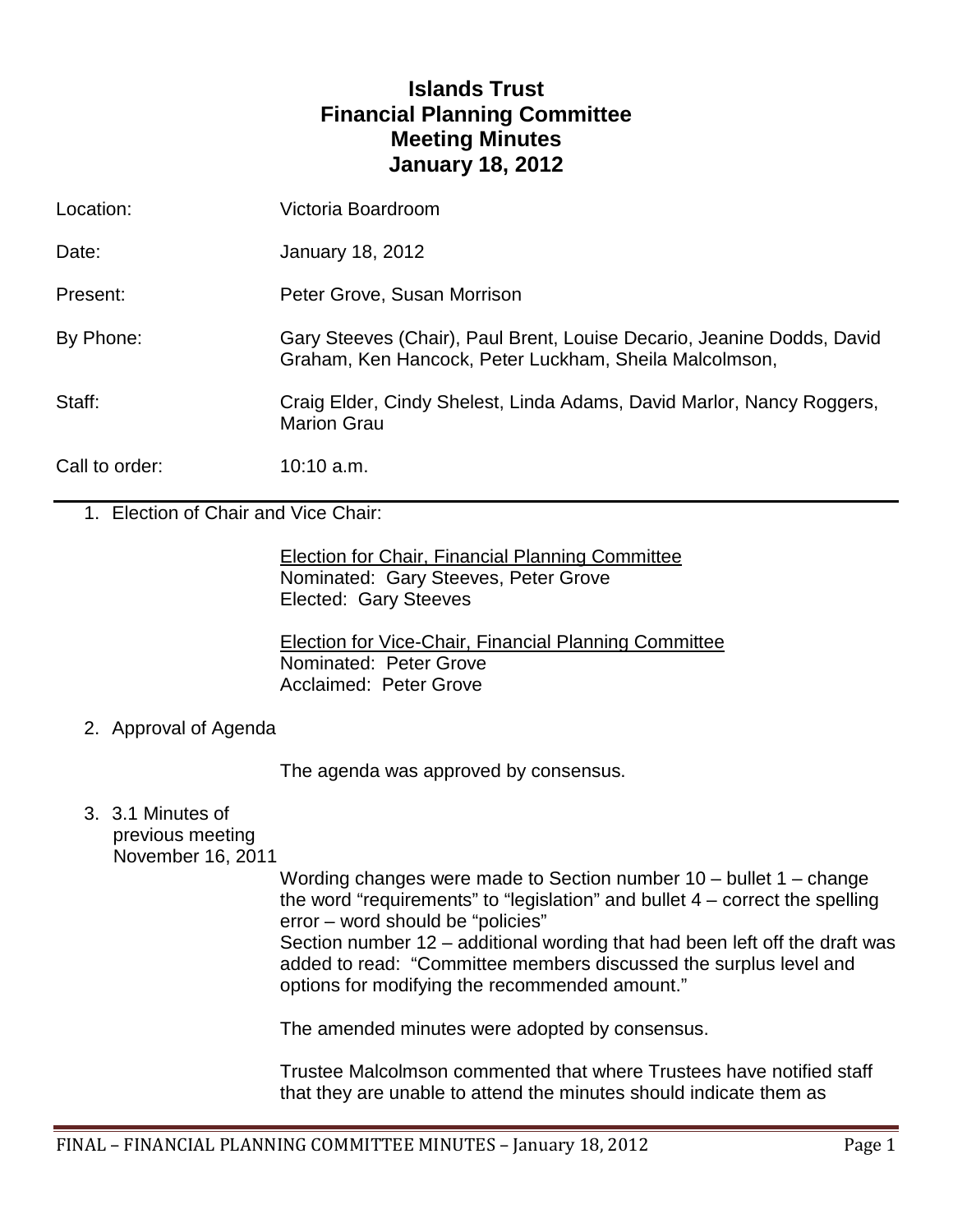# Islands Trust
# Financial Planning Committee
# Meeting Minutes
# January 18, 2012

| | |
|---|---|
| Location: | Victoria Boardroom |
| Date: | January 18, 2012 |
| Present: | Peter Grove, Susan Morrison |
| By Phone: | Gary Steeves (Chair), Paul Brent, Louise Decario, Jeanine Dodds, David Graham, Ken Hancock, Peter Luckham, Sheila Malcolmson, |
| Staff: | Craig Elder, Cindy Shelest, Linda Adams, David Marlor, Nancy Roggers, Marion Grau |
| Call to order: | 10:10 a.m. |

---

1. Election of Chair and Vice Chair:

   Election for Chair, Financial Planning Committee
   Nominated: Gary Steeves, Peter Grove
   Elected: Gary Steeves

   Election for Vice-Chair, Financial Planning Committee
   Nominated: Peter Grove
   Acclaimed: Peter Grove

2. Approval of Agenda

   The agenda was approved by consensus.

3. 3.1 Minutes of previous meeting November 16, 2011

   Wording changes were made to Section number 10 – bullet 1 – change the word "requirements" to "legislation" and bullet 4 – correct the spelling error – word should be "policies"
   Section number 12 – additional wording that had been left off the draft was added to read: "Committee members discussed the surplus level and options for modifying the recommended amount."

   The amended minutes were adopted by consensus.

   Trustee Malcolmson commented that where Trustees have notified staff that they are unable to attend the minutes should indicate them as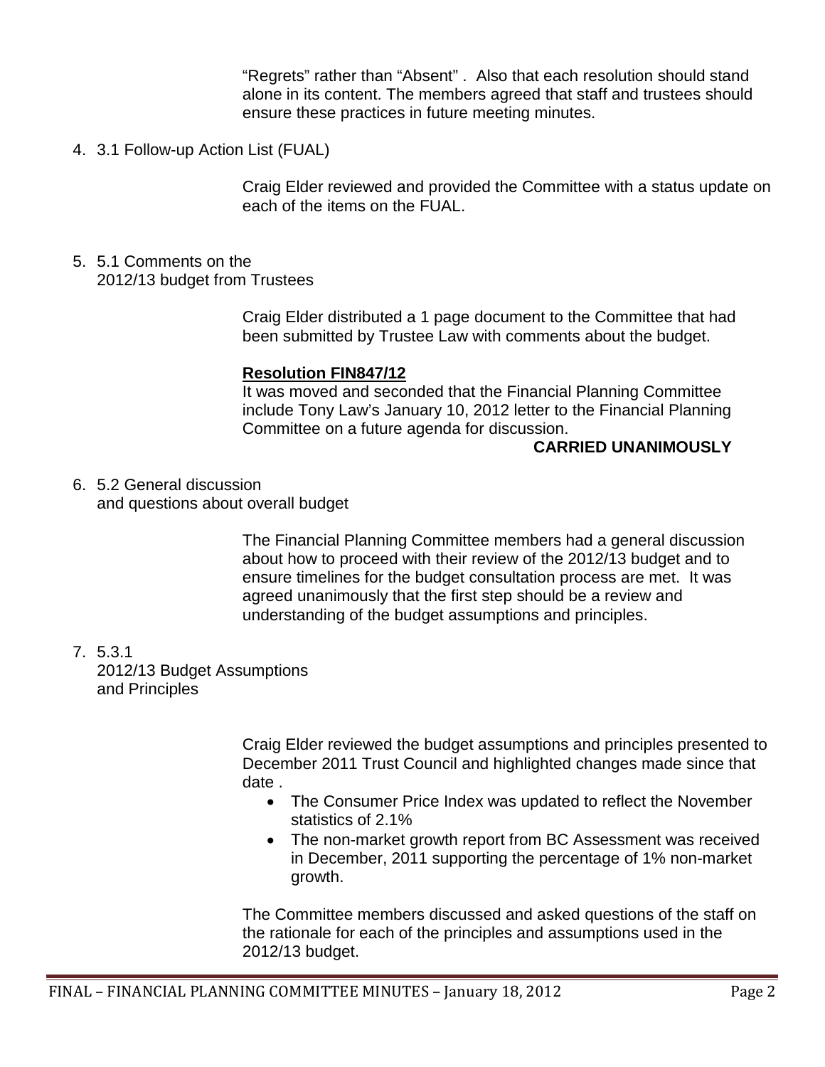"Regrets" rather than "Absent" . Also that each resolution should stand alone in its content. The members agreed that staff and trustees should ensure these practices in future meeting minutes.

4. 3.1 Follow-up Action List (FUAL)

   Craig Elder reviewed and provided the Committee with a status update on each of the items on the FUAL.

5. 5.1 Comments on the 2012/13 budget from Trustees

   Craig Elder distributed a 1 page document to the Committee that had been submitted by Trustee Law with comments about the budget.

   **Resolution FIN847/12**
   It was moved and seconded that the Financial Planning Committee include Tony Law's January 10, 2012 letter to the Financial Planning Committee on a future agenda for discussion.

   **CARRIED UNANIMOUSLY**

6. 5.2 General discussion and questions about overall budget

   The Financial Planning Committee members had a general discussion about how to proceed with their review of the 2012/13 budget and to ensure timelines for the budget consultation process are met. It was agreed unanimously that the first step should be a review and understanding of the budget assumptions and principles.

7. 5.3.1 2012/13 Budget Assumptions and Principles

   Craig Elder reviewed the budget assumptions and principles presented to December 2011 Trust Council and highlighted changes made since that date .

   - The Consumer Price Index was updated to reflect the November statistics of 2.1%
   - The non-market growth report from BC Assessment was received in December, 2011 supporting the percentage of 1% non-market growth.

   The Committee members discussed and asked questions of the staff on the rationale for each of the principles and assumptions used in the 2012/13 budget.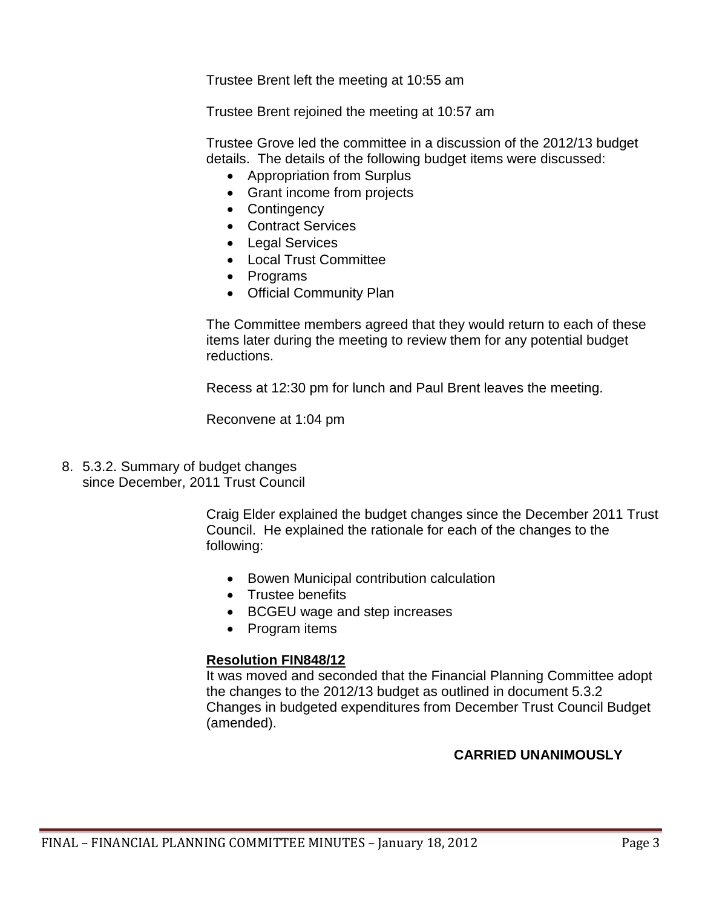Trustee Brent left the meeting at 10:55 am

Trustee Brent rejoined the meeting at 10:57 am

Trustee Grove led the committee in a discussion of the 2012/13 budget details. The details of the following budget items were discussed:

- Appropriation from Surplus
- Grant income from projects
- Contingency
- Contract Services
- Legal Services
- Local Trust Committee
- Programs
- Official Community Plan

The Committee members agreed that they would return to each of these items later during the meeting to review them for any potential budget reductions.

Recess at 12:30 pm for lunch and Paul Brent leaves the meeting.

Reconvene at 1:04 pm

8. 5.3.2. Summary of budget changes since December, 2011 Trust Council

Craig Elder explained the budget changes since the December 2011 Trust Council. He explained the rationale for each of the changes to the following:

- Bowen Municipal contribution calculation
- Trustee benefits
- BCGEU wage and step increases
- Program items

**Resolution FIN848/12**

It was moved and seconded that the Financial Planning Committee adopt the changes to the 2012/13 budget as outlined in document 5.3.2 Changes in budgeted expenditures from December Trust Council Budget (amended).

**CARRIED UNANIMOUSLY**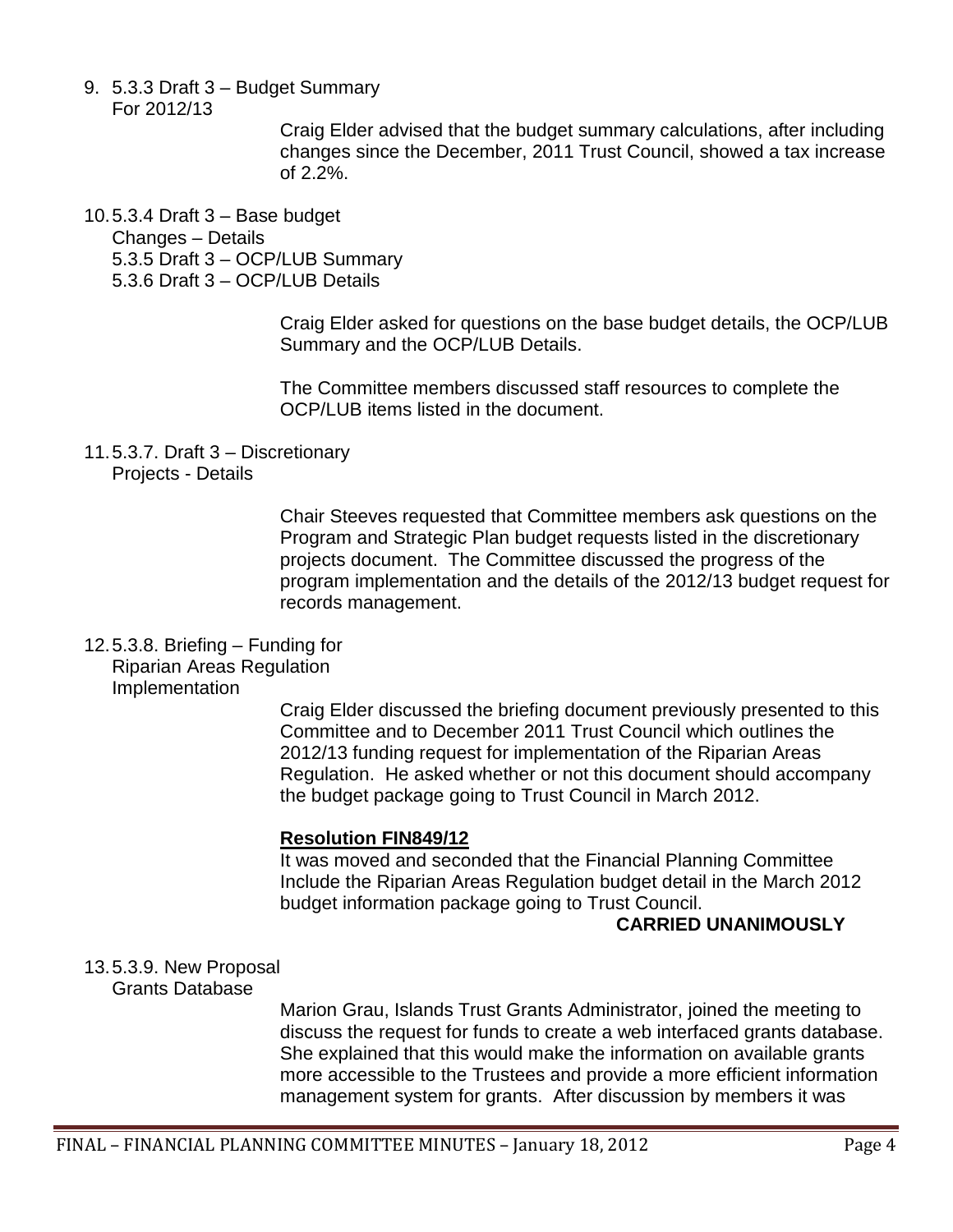9. 5.3.3 Draft 3 – Budget Summary For 2012/13

   Craig Elder advised that the budget summary calculations, after including changes since the December, 2011 Trust Council, showed a tax increase of 2.2%.

10. 5.3.4 Draft 3 – Base budget Changes – Details
    5.3.5 Draft 3 – OCP/LUB Summary
    5.3.6 Draft 3 – OCP/LUB Details

    Craig Elder asked for questions on the base budget details, the OCP/LUB Summary and the OCP/LUB Details.

    The Committee members discussed staff resources to complete the OCP/LUB items listed in the document.

11. 5.3.7. Draft 3 – Discretionary Projects - Details

    Chair Steeves requested that Committee members ask questions on the Program and Strategic Plan budget requests listed in the discretionary projects document. The Committee discussed the progress of the program implementation and the details of the 2012/13 budget request for records management.

12. 5.3.8. Briefing – Funding for Riparian Areas Regulation Implementation

    Craig Elder discussed the briefing document previously presented to this Committee and to December 2011 Trust Council which outlines the 2012/13 funding request for implementation of the Riparian Areas Regulation. He asked whether or not this document should accompany the budget package going to Trust Council in March 2012.

    **Resolution FIN849/12**

    It was moved and seconded that the Financial Planning Committee Include the Riparian Areas Regulation budget detail in the March 2012 budget information package going to Trust Council.

    **CARRIED UNANIMOUSLY**

13. 5.3.9. New Proposal Grants Database

    Marion Grau, Islands Trust Grants Administrator, joined the meeting to discuss the request for funds to create a web interfaced grants database. She explained that this would make the information on available grants more accessible to the Trustees and provide a more efficient information management system for grants. After discussion by members it was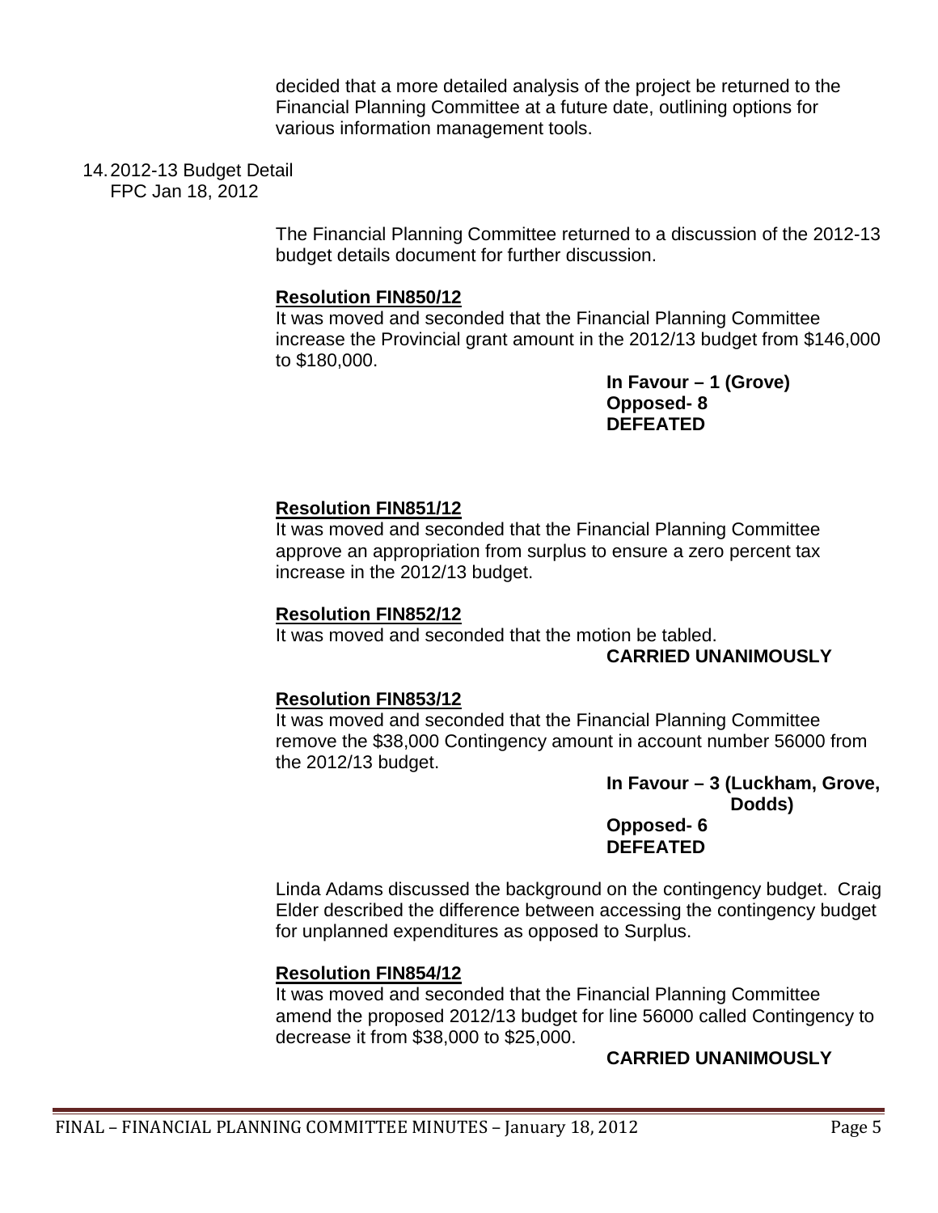decided that a more detailed analysis of the project be returned to the Financial Planning Committee at a future date, outlining options for various information management tools.

14. 2012-13 Budget Detail
FPC Jan 18, 2012

The Financial Planning Committee returned to a discussion of the 2012-13 budget details document for further discussion.

**Resolution FIN850/12**
It was moved and seconded that the Financial Planning Committee increase the Provincial grant amount in the 2012/13 budget from $146,000 to $180,000.

**In Favour – 1 (Grove)**
**Opposed- 8**
**DEFEATED**

**Resolution FIN851/12**
It was moved and seconded that the Financial Planning Committee approve an appropriation from surplus to ensure a zero percent tax increase in the 2012/13 budget.

**Resolution FIN852/12**
It was moved and seconded that the motion be tabled.

**CARRIED UNANIMOUSLY**

**Resolution FIN853/12**
It was moved and seconded that the Financial Planning Committee remove the $38,000 Contingency amount in account number 56000 from the 2012/13 budget.

**In Favour – 3 (Luckham, Grove, Dodds)**
**Opposed- 6**
**DEFEATED**

Linda Adams discussed the background on the contingency budget. Craig Elder described the difference between accessing the contingency budget for unplanned expenditures as opposed to Surplus.

**Resolution FIN854/12**
It was moved and seconded that the Financial Planning Committee amend the proposed 2012/13 budget for line 56000 called Contingency to decrease it from $38,000 to $25,000.

**CARRIED UNANIMOUSLY**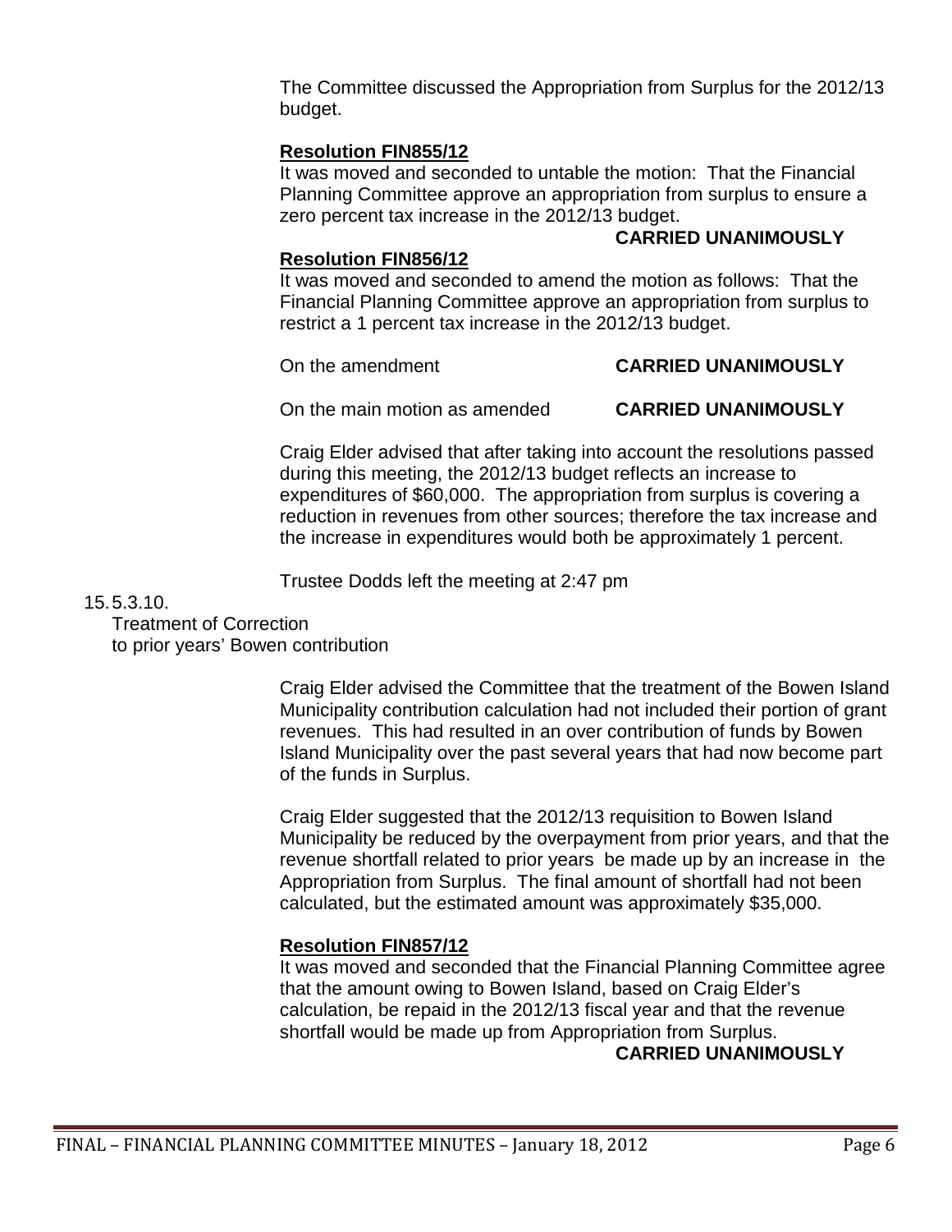The Committee discussed the Appropriation from Surplus for the 2012/13 budget.

**Resolution FIN855/12**

It was moved and seconded to untable the motion: That the Financial Planning Committee approve an appropriation from surplus to ensure a zero percent tax increase in the 2012/13 budget.

**CARRIED UNANIMOUSLY**

**Resolution FIN856/12**

It was moved and seconded to amend the motion as follows: That the Financial Planning Committee approve an appropriation from surplus to restrict a 1 percent tax increase in the 2012/13 budget.

On the amendment **CARRIED UNANIMOUSLY**

On the main motion as amended **CARRIED UNANIMOUSLY**

Craig Elder advised that after taking into account the resolutions passed during this meeting, the 2012/13 budget reflects an increase to expenditures of $60,000. The appropriation from surplus is covering a reduction in revenues from other sources; therefore the tax increase and the increase in expenditures would both be approximately 1 percent.

Trustee Dodds left the meeting at 2:47 pm

15.5.3.10. Treatment of Correction to prior years' Bowen contribution

Craig Elder advised the Committee that the treatment of the Bowen Island Municipality contribution calculation had not included their portion of grant revenues. This had resulted in an over contribution of funds by Bowen Island Municipality over the past several years that had now become part of the funds in Surplus.

Craig Elder suggested that the 2012/13 requisition to Bowen Island Municipality be reduced by the overpayment from prior years, and that the revenue shortfall related to prior years be made up by an increase in the Appropriation from Surplus. The final amount of shortfall had not been calculated, but the estimated amount was approximately $35,000.

**Resolution FIN857/12**

It was moved and seconded that the Financial Planning Committee agree that the amount owing to Bowen Island, based on Craig Elder's calculation, be repaid in the 2012/13 fiscal year and that the revenue shortfall would be made up from Appropriation from Surplus.

**CARRIED UNANIMOUSLY**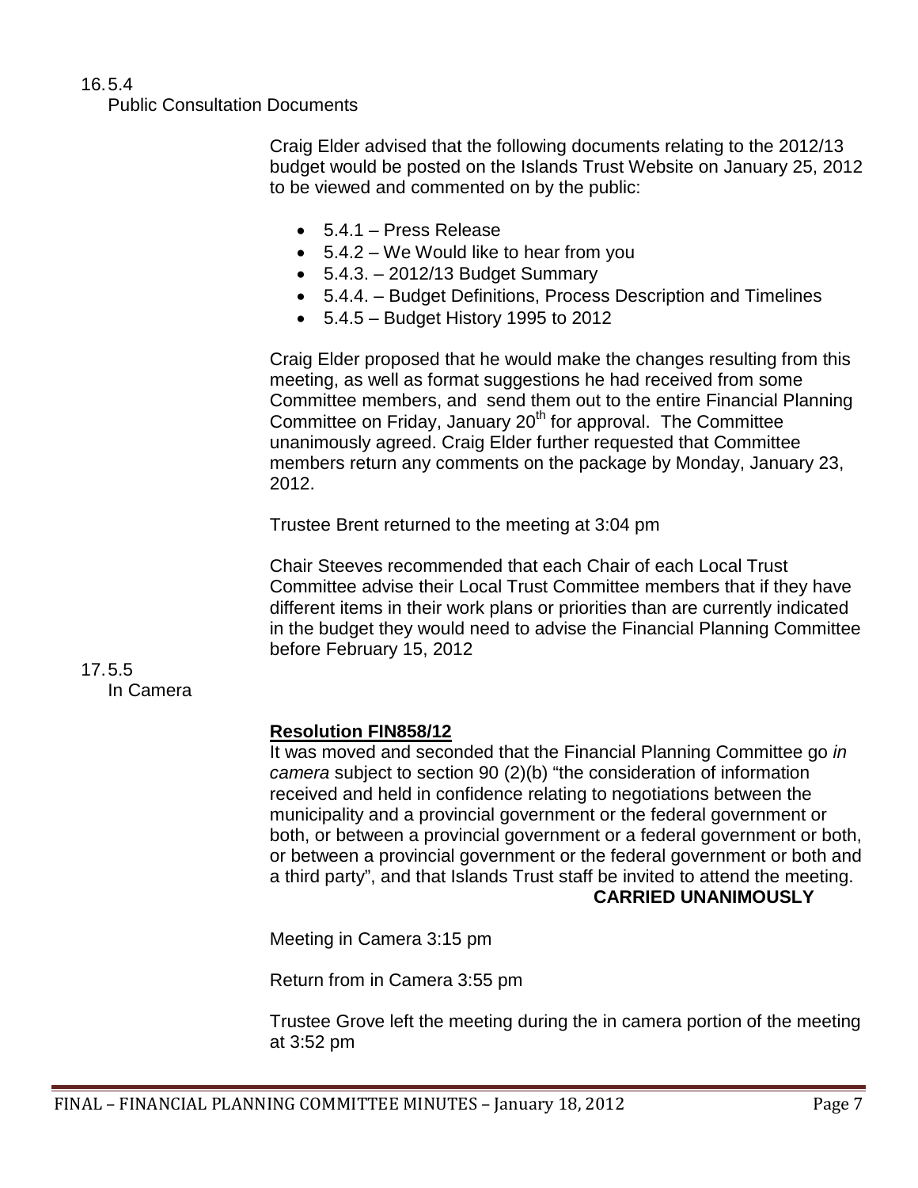16. 5.4
Public Consultation Documents

Craig Elder advised that the following documents relating to the 2012/13 budget would be posted on the Islands Trust Website on January 25, 2012 to be viewed and commented on by the public:

- 5.4.1 – Press Release
- 5.4.2 – We Would like to hear from you
- 5.4.3. – 2012/13 Budget Summary
- 5.4.4. – Budget Definitions, Process Description and Timelines
- 5.4.5 – Budget History 1995 to 2012

Craig Elder proposed that he would make the changes resulting from this meeting, as well as format suggestions he had received from some Committee members, and send them out to the entire Financial Planning Committee on Friday, January 20th for approval. The Committee unanimously agreed. Craig Elder further requested that Committee members return any comments on the package by Monday, January 23, 2012.

Trustee Brent returned to the meeting at 3:04 pm

Chair Steeves recommended that each Chair of each Local Trust Committee advise their Local Trust Committee members that if they have different items in their work plans or priorities than are currently indicated in the budget they would need to advise the Financial Planning Committee before February 15, 2012

17. 5.5
In Camera

**Resolution FIN858/12**

It was moved and seconded that the Financial Planning Committee go *in camera* subject to section 90 (2)(b) "the consideration of information received and held in confidence relating to negotiations between the municipality and a provincial government or the federal government or both, or between a provincial government or a federal government or both, or between a provincial government or the federal government or both and a third party", and that Islands Trust staff be invited to attend the meeting.

**CARRIED UNANIMOUSLY**

Meeting in Camera 3:15 pm

Return from in Camera 3:55 pm

Trustee Grove left the meeting during the in camera portion of the meeting at 3:52 pm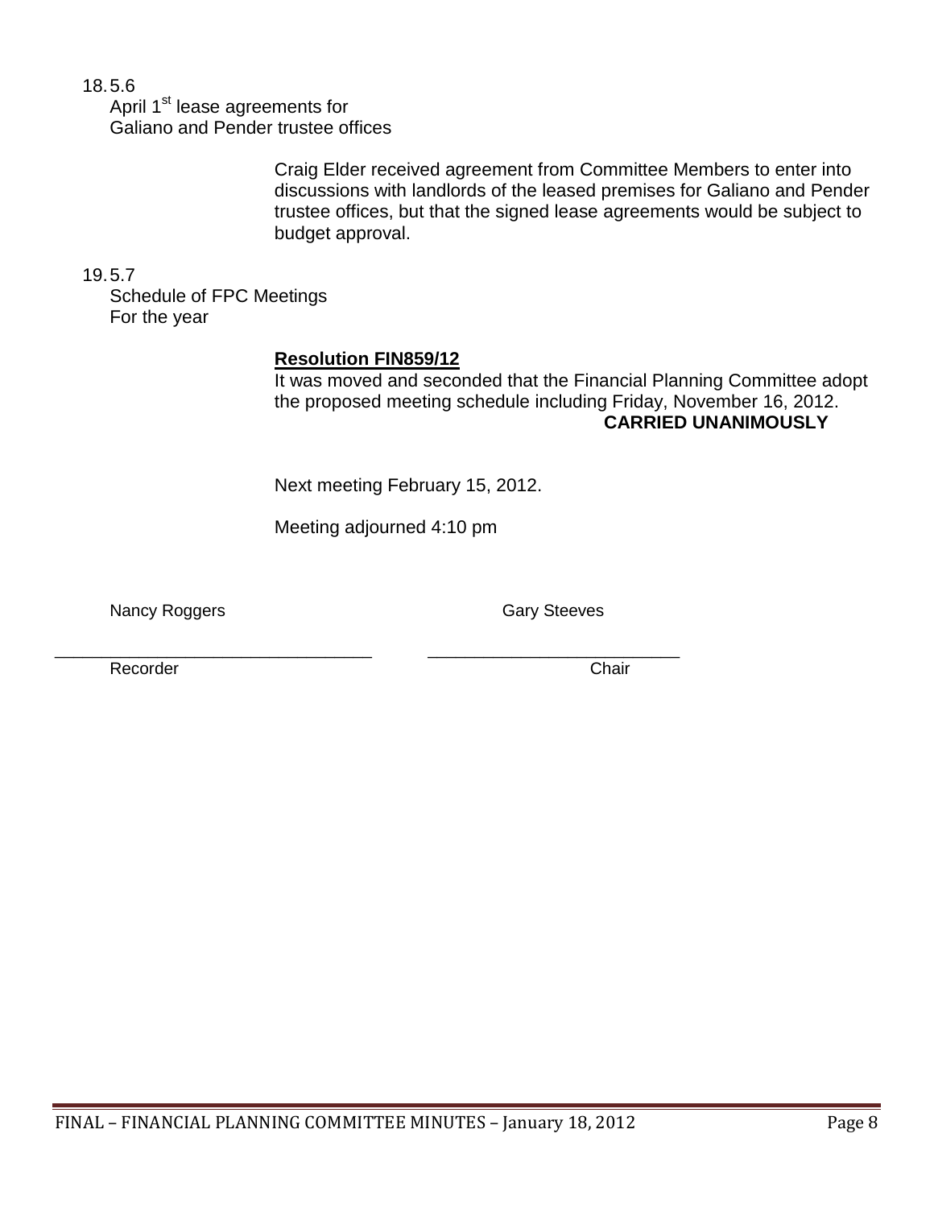18. 5.6
April 1st lease agreements for
Galiano and Pender trustee offices

Craig Elder received agreement from Committee Members to enter into discussions with landlords of the leased premises for Galiano and Pender trustee offices, but that the signed lease agreements would be subject to budget approval.

19. 5.7
Schedule of FPC Meetings
For the year

**Resolution FIN859/12**
It was moved and seconded that the Financial Planning Committee adopt the proposed meeting schedule including Friday, November 16, 2012.
**CARRIED UNANIMOUSLY**

Next meeting February 15, 2012.

Meeting adjourned 4:10 pm

Nancy Roggers ________________________ Recorder

Gary Steeves ________________________ Chair